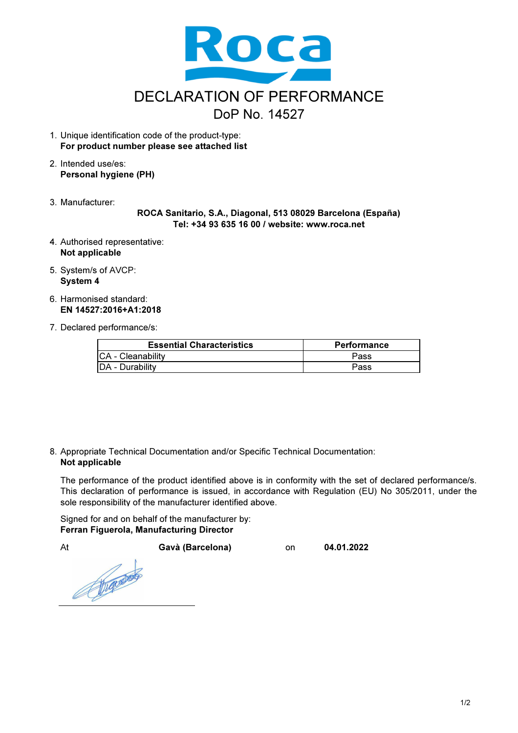Roca

# DECLARATION OF PERFORMANCE

## DoP No. 14527

1. Unique identification code of the product-type:
   **For product number please see attached list**

2. Intended use/es:
   **Personal hygiene (PH)**

3. Manufacturer:
   **ROCA Sanitario, S.A., Diagonal, 513 08029 Barcelona (España)**
   **Tel: +34 93 635 16 00 / website: www.roca.net**

4. Authorised representative:
   **Not applicable**

5. System/s of AVCP:
   **System 4**

6. Harmonised standard:
   **EN 14527:2016+A1:2018**

7. Declared performance/s:

| Essential Characteristics | Performance |
|---|---|
| CA - Cleanability | Pass |
| DA - Durability | Pass |

8. Appropriate Technical Documentation and/or Specific Technical Documentation:
   **Not applicable**

   The performance of the product identified above is in conformity with the set of declared performance/s. This declaration of performance is issued, in accordance with Regulation (EU) No 305/2011, under the sole responsibility of the manufacturer identified above.

   Signed for and on behalf of the manufacturer by:
   **Ferran Figuerola, Manufacturing Director**

   At **Gavà (Barcelona)** on **04.01.2022**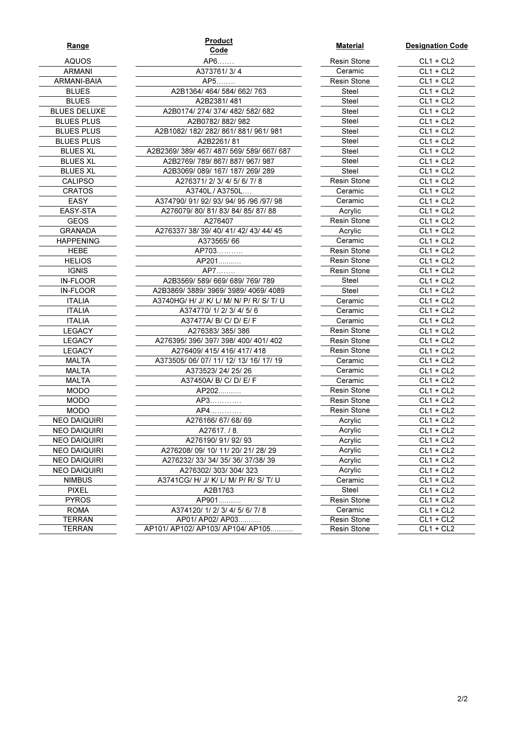| Range | Product Code | Material | Designation Code |
|---|---|---|---|
| AQUOS | AP6……. | Resin Stone | CL1 + CL2 |
| ARMANI | A373761/ 3/ 4 | Ceramic | CL1 + CL2 |
| ARMANI-BAIA | AP5…….. | Resin Stone | CL1 + CL2 |
| BLUES | A2B1364/ 464/ 584/ 662/ 763 | Steel | CL1 + CL2 |
| BLUES | A2B2381/ 481 | Steel | CL1 + CL2 |
| BLUES DELUXE | A2B0174/ 274/ 374/ 482/ 582/ 682 | Steel | CL1 + CL2 |
| BLUES PLUS | A2B0782/ 882/ 982 | Steel | CL1 + CL2 |
| BLUES PLUS | A2B1082/ 182/ 282/ 861/ 881/ 961/ 981 | Steel | CL1 + CL2 |
| BLUES PLUS | A2B2261/ 81 | Steel | CL1 + CL2 |
| BLUES XL | A2B2369/ 389/ 467/ 487/ 569/ 589/ 667/ 687 | Steel | CL1 + CL2 |
| BLUES XL | A2B2769/ 789/ 867/ 887/ 967/ 987 | Steel | CL1 + CL2 |
| BLUES XL | A2B3069/ 089/ 167/ 187/ 269/ 289 | Steel | CL1 + CL2 |
| CALIPSO | A276371/ 2/ 3/ 4/ 5/ 6/ 7/ 8 | Resin Stone | CL1 + CL2 |
| CRATOS | A3740L./ A3750L…. | Ceramic | CL1 + CL2 |
| EASY | A374790/ 91/ 92/ 93/ 94/ 95 /96 /97/ 98 | Ceramic | CL1 + CL2 |
| EASY-STA | A276079/ 80/ 81/ 83/ 84/ 85/ 87/ 88 | Acrylic | CL1 + CL2 |
| GEOS | A276407 | Resin Stone | CL1 + CL2 |
| GRANADA | A276337/ 38/ 39/ 40/ 41/ 42/ 43/ 44/ 45 | Acrylic | CL1 + CL2 |
| HAPPENING | A373565/ 66 | Ceramic | CL1 + CL2 |
| HEBE | AP703……….. | Resin Stone | CL1 + CL2 |
| HELIOS | AP201........... | Resin Stone | CL1 + CL2 |
| IGNIS | AP7…….. | Resin Stone | CL1 + CL2 |
| IN-FLOOR | A2B3569/ 589/ 669/ 689/ 769/ 789 | Steel | CL1 + CL2 |
| IN-FLOOR | A2B3869/ 3889/ 3969/ 3989/ 4069/ 4089 | Steel | CL1 + CL2 |
| ITALIA | A3740HG/ H/ J/ K/ L/ M/ N/ P/ R/ S/ T/ U | Ceramic | CL1 + CL2 |
| ITALIA | A374770/ 1/ 2/ 3/ 4/ 5/ 6 | Ceramic | CL1 + CL2 |
| ITALIA | A37477A/ B/ C/ D/ E/ F | Ceramic | CL1 + CL2 |
| LEGACY | A276383/ 385/ 386 | Resin Stone | CL1 + CL2 |
| LEGACY | A276395/ 396/ 397/ 398/ 400/ 401/ 402 | Resin Stone | CL1 + CL2 |
| LEGACY | A276409/ 415/ 416/ 417/ 418 | Resin Stone | CL1 + CL2 |
| MALTA | A373505/ 06/ 07/ 11/ 12/ 13/ 16/ 17/ 19 | Ceramic | CL1 + CL2 |
| MALTA | A373523/ 24/ 25/ 26 | Ceramic | CL1 + CL2 |
| MALTA | A37450A/ B/ C/ D/ E/ F | Ceramic | CL1 + CL2 |
| MODO | AP202........... | Resin Stone | CL1 + CL2 |
| MODO | AP3…………. | Resin Stone | CL1 + CL2 |
| MODO | AP4…………. | Resin Stone | CL1 + CL2 |
| NEO DAIQUIRI | A276166/ 67/ 68/ 69 | Acrylic | CL1 + CL2 |
| NEO DAIQUIRI | A27617. / 8. | Acrylic | CL1 + CL2 |
| NEO DAIQUIRI | A276190/ 91/ 92/ 93 | Acrylic | CL1 + CL2 |
| NEO DAIQUIRI | A276208/ 09/ 10/ 11/ 20/ 21/ 28/ 29 | Acrylic | CL1 + CL2 |
| NEO DAIQUIRI | A276232/ 33/ 34/ 35/ 36/ 37/38/ 39 | Acrylic | CL1 + CL2 |
| NEO DAIQUIRI | A276302/ 303/ 304/ 323 | Acrylic | CL1 + CL2 |
| NIMBUS | A3741CG/ H/ J/ K/ L/ M/ P/ R/ S/ T/ U | Ceramic | CL1 + CL2 |
| PIXEL | A2B1763 | Steel | CL1 + CL2 |
| PYROS | AP901........... | Resin Stone | CL1 + CL2 |
| ROMA | A374120/ 1/ 2/ 3/ 4/ 5/ 6/ 7/ 8 | Ceramic | CL1 + CL2 |
| TERRAN | AP01/ AP02/ AP03........... | Resin Stone | CL1 + CL2 |
| TERRAN | AP101/ AP102/ AP103/ AP104/ AP105........... | Resin Stone | CL1 + CL2 |